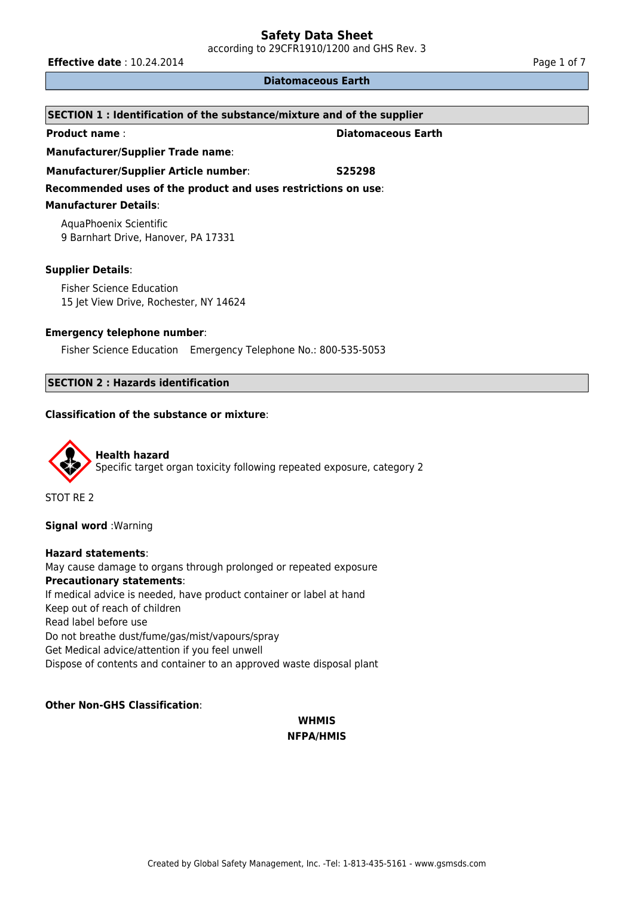# Safety Data Sheet

according to 29CFR1910/1200 and GHS Rev. 3

**Effective date** : 10.24.2014

## Diatomaceous Earth

### SECTION 1 : Identification of the substance/mixture and of the supplier

**Product name** : **Diatomaceous Earth**

**Manufacturer/Supplier Trade name**:

**Manufacturer/Supplier Article number**: **S25298**

**Recommended uses of the product and uses restrictions on use**:

**Manufacturer Details**:

AquaPhoenix Scientific
9 Barnhart Drive, Hanover, PA 17331

**Supplier Details**:

Fisher Science Education
15 Jet View Drive, Rochester, NY 14624

**Emergency telephone number**:

Fisher Science Education Emergency Telephone No.: 800-535-5053

### SECTION 2 : Hazards identification

**Classification of the substance or mixture**:

**Health hazard**
Specific target organ toxicity following repeated exposure, category 2

STOT RE 2

**Signal word** :Warning

**Hazard statements**:
May cause damage to organs through prolonged or repeated exposure

**Precautionary statements**:
If medical advice is needed, have product container or label at hand
Keep out of reach of children
Read label before use
Do not breathe dust/fume/gas/mist/vapours/spray
Get Medical advice/attention if you feel unwell
Dispose of contents and container to an approved waste disposal plant

**Other Non-GHS Classification**:

**WHMIS**

**NFPA/HMIS**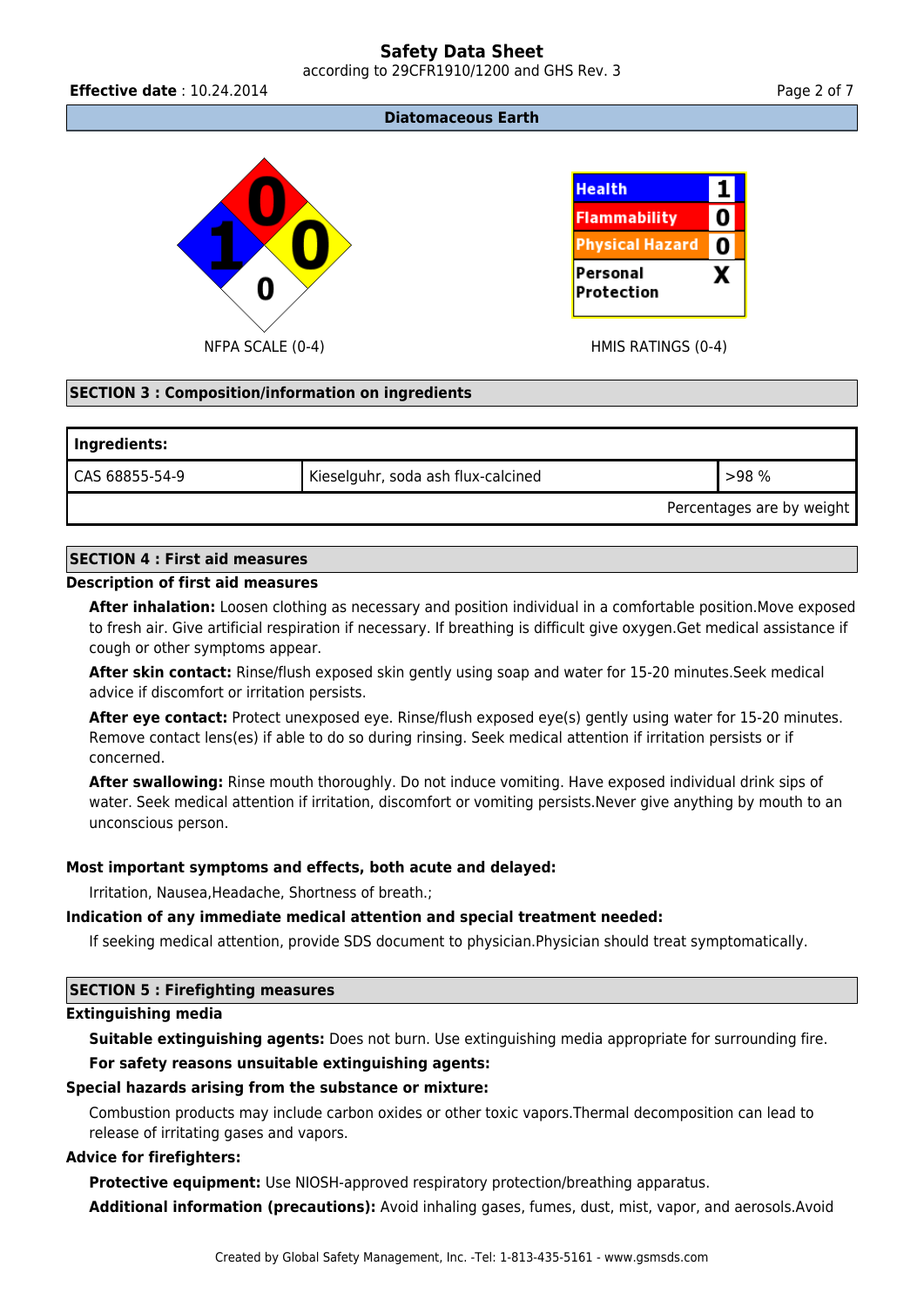## Diatomaceous Earth

NFPA SCALE (0-4)

| HMIS RATINGS (0-4) | |
|---|---|
| Health | 1 |
| Flammability | 0 |
| Physical Hazard | 0 |
| Personal Protection | X |

## SECTION 3 : Composition/information on ingredients

| Ingredients: | | |
|---|---|---|
| CAS 68855-54-9 | Kieselguhr, soda ash flux-calcined | >98 % |
| | | Percentages are by weight |

## SECTION 4 : First aid measures

### Description of first aid measures

**After inhalation:** Loosen clothing as necessary and position individual in a comfortable position.Move exposed to fresh air. Give artificial respiration if necessary. If breathing is difficult give oxygen.Get medical assistance if cough or other symptoms appear.

**After skin contact:** Rinse/flush exposed skin gently using soap and water for 15-20 minutes.Seek medical advice if discomfort or irritation persists.

**After eye contact:** Protect unexposed eye. Rinse/flush exposed eye(s) gently using water for 15-20 minutes. Remove contact lens(es) if able to do so during rinsing. Seek medical attention if irritation persists or if concerned.

**After swallowing:** Rinse mouth thoroughly. Do not induce vomiting. Have exposed individual drink sips of water. Seek medical attention if irritation, discomfort or vomiting persists.Never give anything by mouth to an unconscious person.

### Most important symptoms and effects, both acute and delayed:

Irritation, Nausea,Headache, Shortness of breath.;

### Indication of any immediate medical attention and special treatment needed:

If seeking medical attention, provide SDS document to physician.Physician should treat symptomatically.

## SECTION 5 : Firefighting measures

### Extinguishing media

**Suitable extinguishing agents:** Does not burn. Use extinguishing media appropriate for surrounding fire.

**For safety reasons unsuitable extinguishing agents:**

### Special hazards arising from the substance or mixture:

Combustion products may include carbon oxides or other toxic vapors.Thermal decomposition can lead to release of irritating gases and vapors.

### Advice for firefighters:

**Protective equipment:** Use NIOSH-approved respiratory protection/breathing apparatus.

**Additional information (precautions):** Avoid inhaling gases, fumes, dust, mist, vapor, and aerosols.Avoid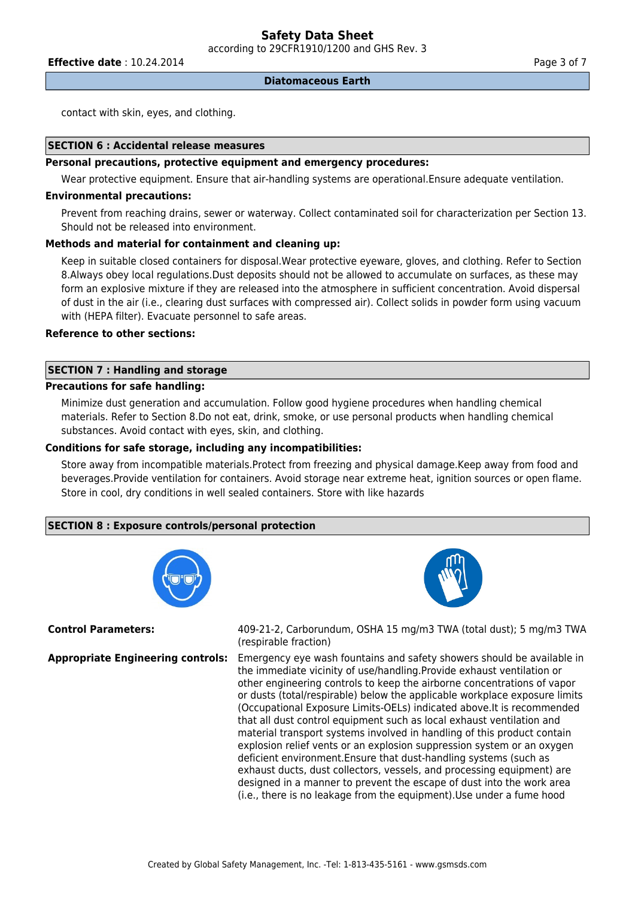contact with skin, eyes, and clothing.

## SECTION 6 : Accidental release measures

**Personal precautions, protective equipment and emergency procedures:**

Wear protective equipment. Ensure that air-handling systems are operational.Ensure adequate ventilation.

**Environmental precautions:**

Prevent from reaching drains, sewer or waterway. Collect contaminated soil for characterization per Section 13. Should not be released into environment.

**Methods and material for containment and cleaning up:**

Keep in suitable closed containers for disposal.Wear protective eyeware, gloves, and clothing. Refer to Section 8.Always obey local regulations.Dust deposits should not be allowed to accumulate on surfaces, as these may form an explosive mixture if they are released into the atmosphere in sufficient concentration. Avoid dispersal of dust in the air (i.e., clearing dust surfaces with compressed air). Collect solids in powder form using vacuum with (HEPA filter). Evacuate personnel to safe areas.

**Reference to other sections:**

## SECTION 7 : Handling and storage

**Precautions for safe handling:**

Minimize dust generation and accumulation. Follow good hygiene procedures when handling chemical materials. Refer to Section 8.Do not eat, drink, smoke, or use personal products when handling chemical substances. Avoid contact with eyes, skin, and clothing.

**Conditions for safe storage, including any incompatibilities:**

Store away from incompatible materials.Protect from freezing and physical damage.Keep away from food and beverages.Provide ventilation for containers. Avoid storage near extreme heat, ignition sources or open flame. Store in cool, dry conditions in well sealed containers. Store with like hazards

## SECTION 8 : Exposure controls/personal protection

**Control Parameters:** 409-21-2, Carborundum, OSHA 15 mg/m3 TWA (total dust); 5 mg/m3 TWA (respirable fraction)

**Appropriate Engineering controls:** Emergency eye wash fountains and safety showers should be available in the immediate vicinity of use/handling.Provide exhaust ventilation or other engineering controls to keep the airborne concentrations of vapor or dusts (total/respirable) below the applicable workplace exposure limits (Occupational Exposure Limits-OELs) indicated above.It is recommended that all dust control equipment such as local exhaust ventilation and material transport systems involved in handling of this product contain explosion relief vents or an explosion suppression system or an oxygen deficient environment.Ensure that dust-handling systems (such as exhaust ducts, dust collectors, vessels, and processing equipment) are designed in a manner to prevent the escape of dust into the work area (i.e., there is no leakage from the equipment).Use under a fume hood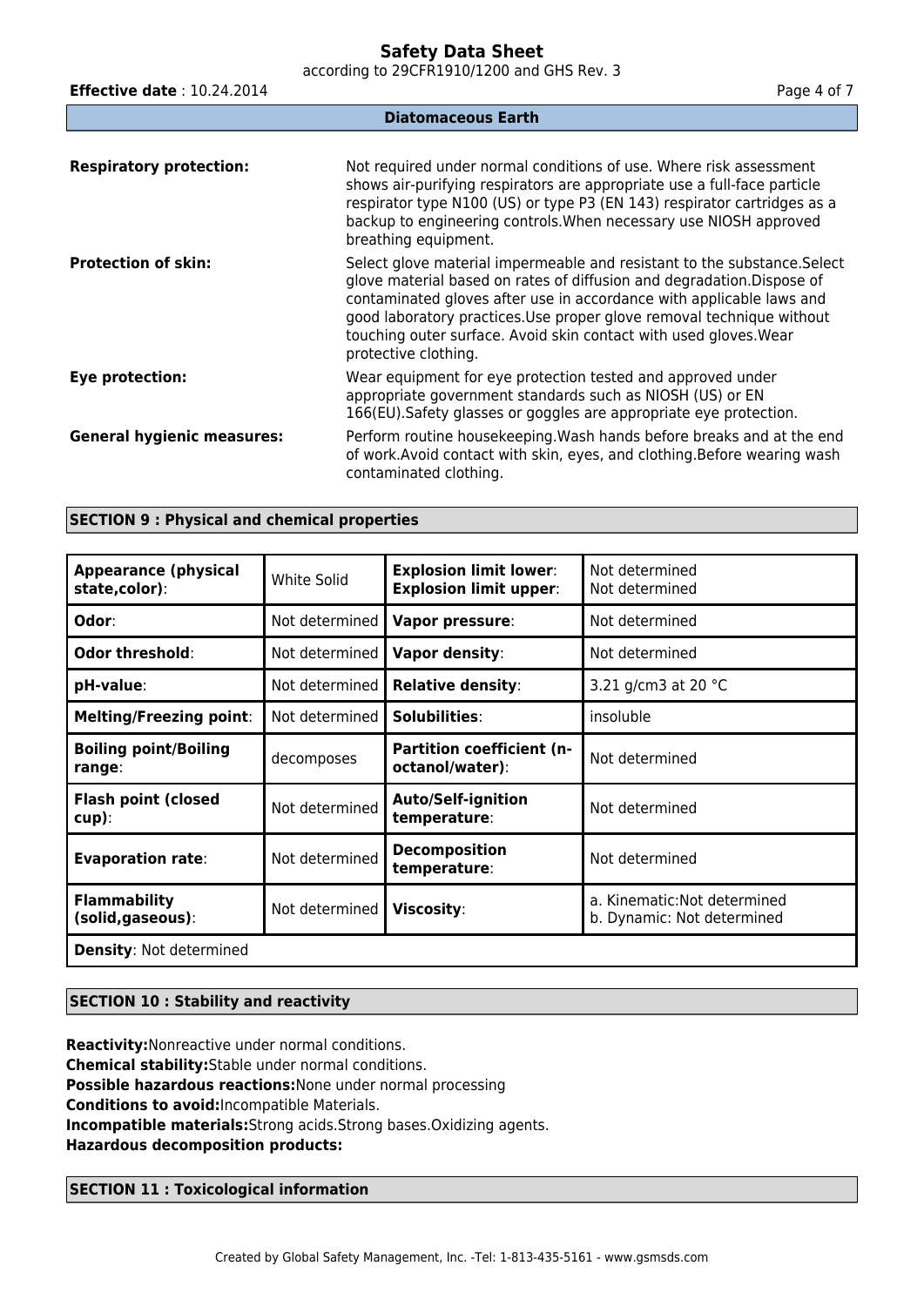**Respiratory protection:** Not required under normal conditions of use. Where risk assessment shows air-purifying respirators are appropriate use a full-face particle respirator type N100 (US) or type P3 (EN 143) respirator cartridges as a backup to engineering controls.When necessary use NIOSH approved breathing equipment.

**Protection of skin:** Select glove material impermeable and resistant to the substance.Select glove material based on rates of diffusion and degradation.Dispose of contaminated gloves after use in accordance with applicable laws and good laboratory practices.Use proper glove removal technique without touching outer surface. Avoid skin contact with used gloves.Wear protective clothing.

**Eye protection:** Wear equipment for eye protection tested and approved under appropriate government standards such as NIOSH (US) or EN 166(EU).Safety glasses or goggles are appropriate eye protection.

**General hygienic measures:** Perform routine housekeeping.Wash hands before breaks and at the end of work.Avoid contact with skin, eyes, and clothing.Before wearing wash contaminated clothing.

## SECTION 9 : Physical and chemical properties

| | | | |
|---|---|---|---|
| **Appearance (physical state,color)**: | White Solid | **Explosion limit lower**: **Explosion limit upper**: | Not determined Not determined |
| **Odor**: | Not determined | **Vapor pressure**: | Not determined |
| **Odor threshold**: | Not determined | **Vapor density**: | Not determined |
| **pH-value**: | Not determined | **Relative density**: | 3.21 g/cm3 at 20 °C |
| **Melting/Freezing point**: | Not determined | **Solubilities**: | insoluble |
| **Boiling point/Boiling range**: | decomposes | **Partition coefficient (n-octanol/water)**: | Not determined |
| **Flash point (closed cup)**: | Not determined | **Auto/Self-ignition temperature**: | Not determined |
| **Evaporation rate**: | Not determined | **Decomposition temperature**: | Not determined |
| **Flammability (solid,gaseous)**: | Not determined | **Viscosity**: | a. Kinematic:Not determined b. Dynamic: Not determined |
| **Density**: Not determined | | | |

## SECTION 10 : Stability and reactivity

**Reactivity:** Nonreactive under normal conditions.
**Chemical stability:** Stable under normal conditions.
**Possible hazardous reactions:** None under normal processing
**Conditions to avoid:** Incompatible Materials.
**Incompatible materials:** Strong acids.Strong bases.Oxidizing agents.
**Hazardous decomposition products:**

## SECTION 11 : Toxicological information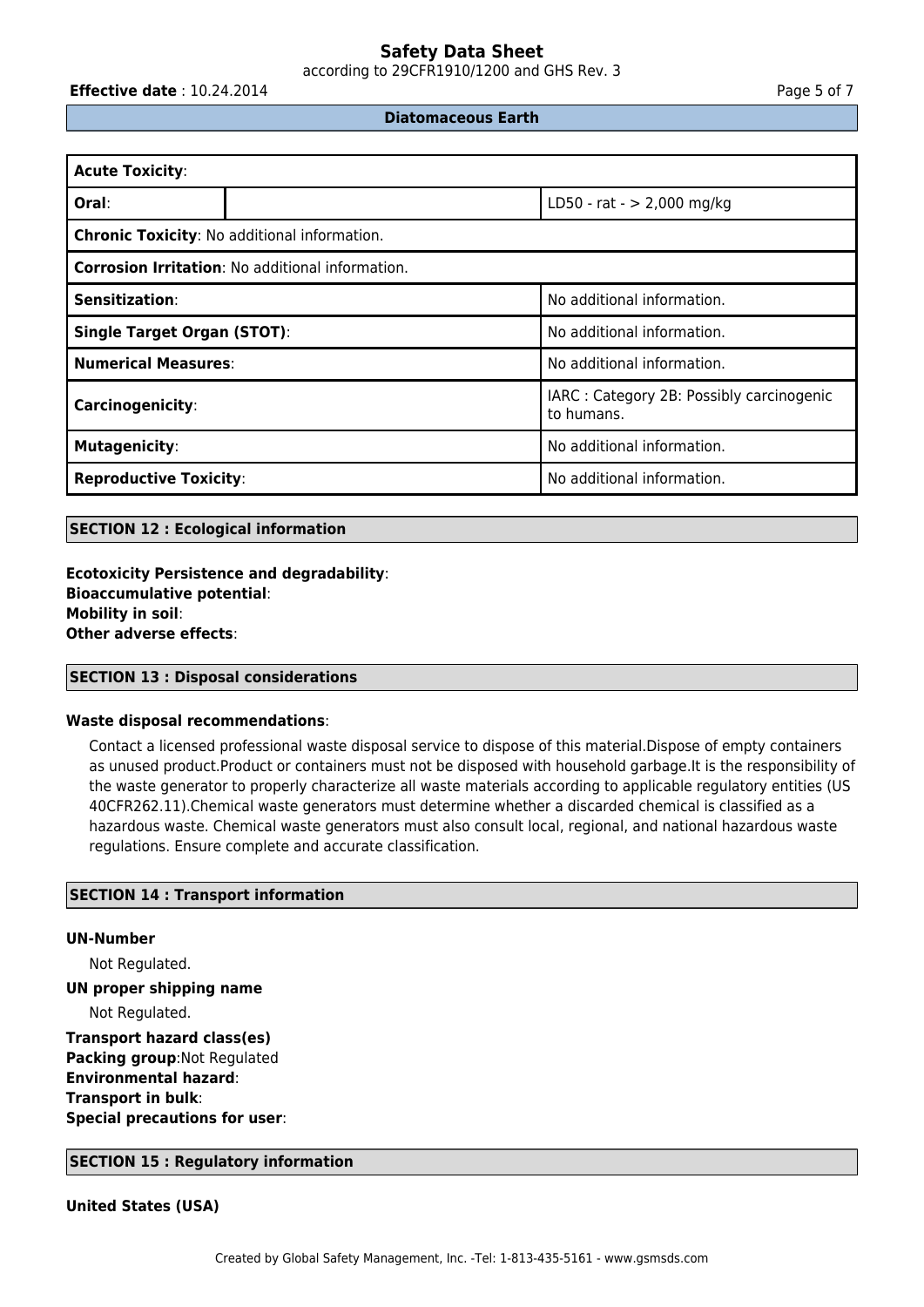| | | |
|---|---|---|
| **Acute Toxicity**: | | |
| **Oral**: | | LD50 - rat - > 2,000 mg/kg |
| **Chronic Toxicity**: No additional information. | | |
| **Corrosion Irritation**: No additional information. | | |
| **Sensitization**: | | No additional information. |
| **Single Target Organ (STOT)**: | | No additional information. |
| **Numerical Measures**: | | No additional information. |
| **Carcinogenicity**: | | IARC : Category 2B: Possibly carcinogenic to humans. |
| **Mutagenicity**: | | No additional information. |
| **Reproductive Toxicity**: | | No additional information. |

## SECTION 12 : Ecological information

**Ecotoxicity Persistence and degradability**:
**Bioaccumulative potential**:
**Mobility in soil**:
**Other adverse effects**:

## SECTION 13 : Disposal considerations

**Waste disposal recommendations**:

Contact a licensed professional waste disposal service to dispose of this material.Dispose of empty containers as unused product.Product or containers must not be disposed with household garbage.It is the responsibility of the waste generator to properly characterize all waste materials according to applicable regulatory entities (US 40CFR262.11).Chemical waste generators must determine whether a discarded chemical is classified as a hazardous waste. Chemical waste generators must also consult local, regional, and national hazardous waste regulations. Ensure complete and accurate classification.

## SECTION 14 : Transport information

**UN-Number**

Not Regulated.

**UN proper shipping name**

Not Regulated.

**Transport hazard class(es)**
**Packing group**:Not Regulated
**Environmental hazard**:
**Transport in bulk**:
**Special precautions for user**:

## SECTION 15 : Regulatory information

**United States (USA)**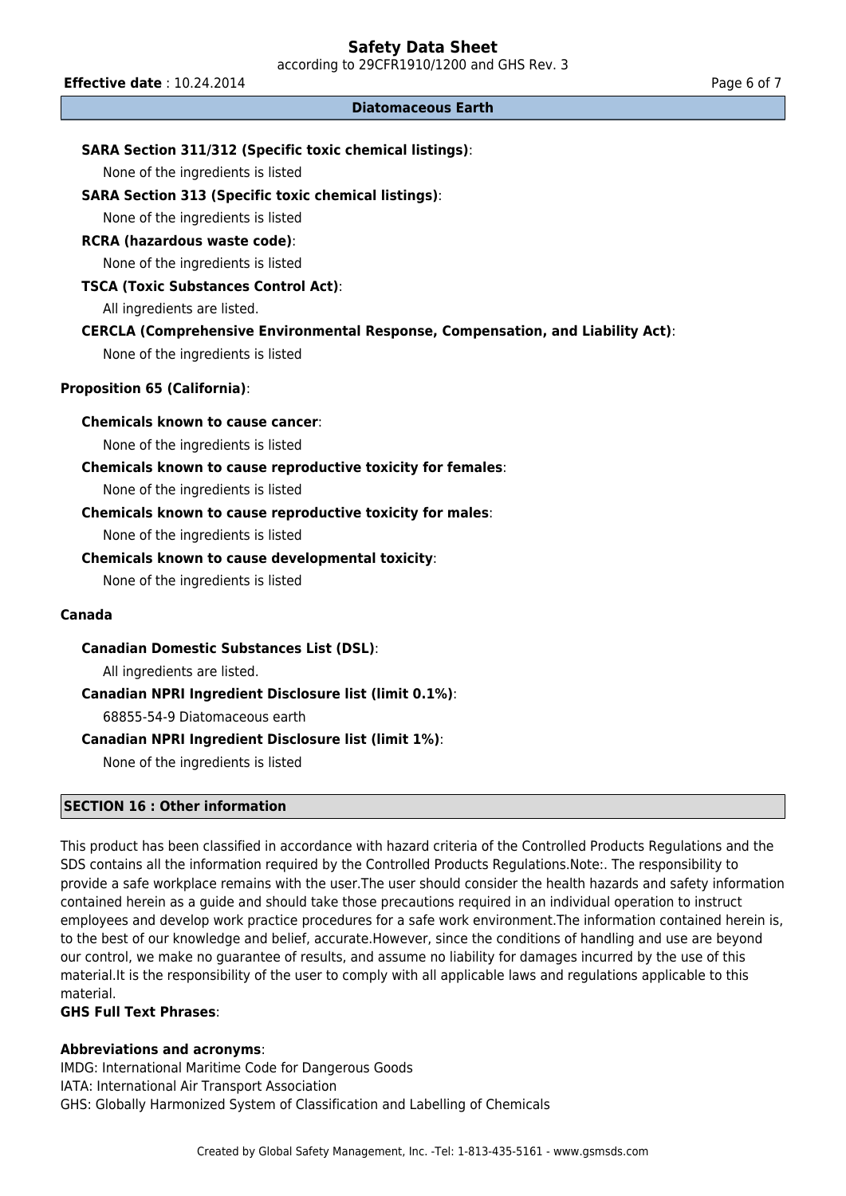**SARA Section 311/312 (Specific toxic chemical listings)**:

None of the ingredients is listed

**SARA Section 313 (Specific toxic chemical listings)**:

None of the ingredients is listed

**RCRA (hazardous waste code)**:

None of the ingredients is listed

**TSCA (Toxic Substances Control Act)**:

All ingredients are listed.

**CERCLA (Comprehensive Environmental Response, Compensation, and Liability Act)**:

None of the ingredients is listed

**Proposition 65 (California)**:

**Chemicals known to cause cancer**:

None of the ingredients is listed

**Chemicals known to cause reproductive toxicity for females**:

None of the ingredients is listed

**Chemicals known to cause reproductive toxicity for males**:

None of the ingredients is listed

**Chemicals known to cause developmental toxicity**:

None of the ingredients is listed

**Canada**

**Canadian Domestic Substances List (DSL)**:

All ingredients are listed.

**Canadian NPRI Ingredient Disclosure list (limit 0.1%)**:

68855-54-9 Diatomaceous earth

**Canadian NPRI Ingredient Disclosure list (limit 1%)**:

None of the ingredients is listed

## SECTION 16 : Other information

This product has been classified in accordance with hazard criteria of the Controlled Products Regulations and the SDS contains all the information required by the Controlled Products Regulations.Note:. The responsibility to provide a safe workplace remains with the user.The user should consider the health hazards and safety information contained herein as a guide and should take those precautions required in an individual operation to instruct employees and develop work practice procedures for a safe work environment.The information contained herein is, to the best of our knowledge and belief, accurate.However, since the conditions of handling and use are beyond our control, we make no guarantee of results, and assume no liability for damages incurred by the use of this material.It is the responsibility of the user to comply with all applicable laws and regulations applicable to this material.

**GHS Full Text Phrases**:

**Abbreviations and acronyms**:

IMDG: International Maritime Code for Dangerous Goods
IATA: International Air Transport Association
GHS: Globally Harmonized System of Classification and Labelling of Chemicals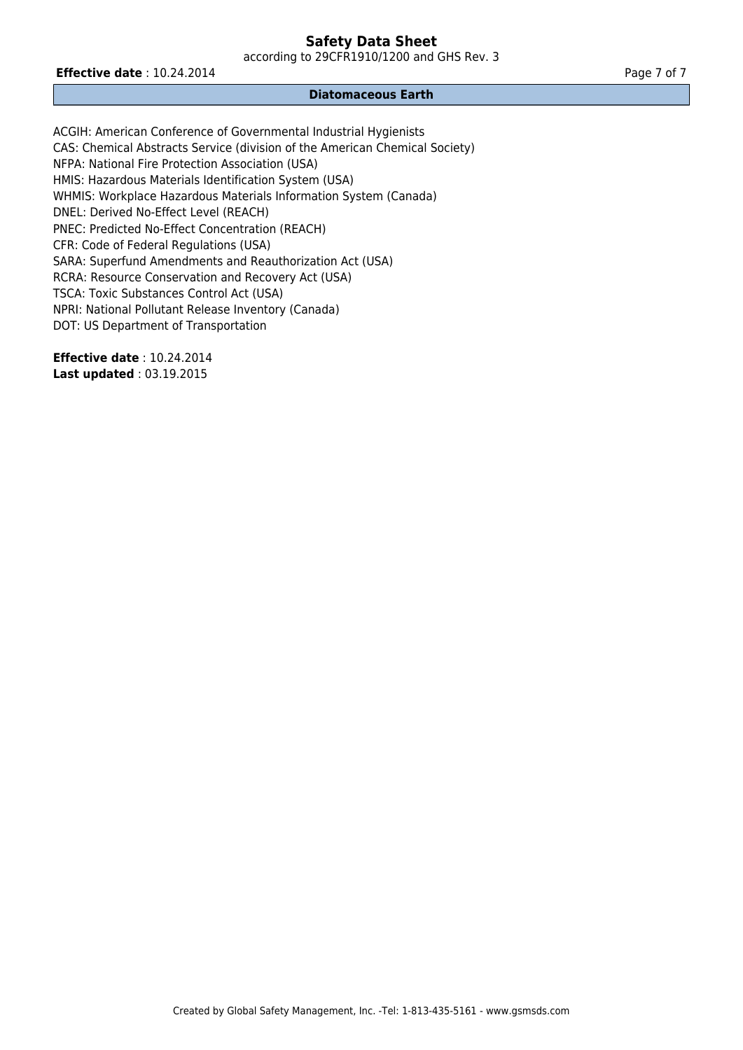ACGIH: American Conference of Governmental Industrial Hygienists
CAS: Chemical Abstracts Service (division of the American Chemical Society)
NFPA: National Fire Protection Association (USA)
HMIS: Hazardous Materials Identification System (USA)
WHMIS: Workplace Hazardous Materials Information System (Canada)
DNEL: Derived No-Effect Level (REACH)
PNEC: Predicted No-Effect Concentration (REACH)
CFR: Code of Federal Regulations (USA)
SARA: Superfund Amendments and Reauthorization Act (USA)
RCRA: Resource Conservation and Recovery Act (USA)
TSCA: Toxic Substances Control Act (USA)
NPRI: National Pollutant Release Inventory (Canada)
DOT: US Department of Transportation

**Effective date** : 10.24.2014
**Last updated** : 03.19.2015